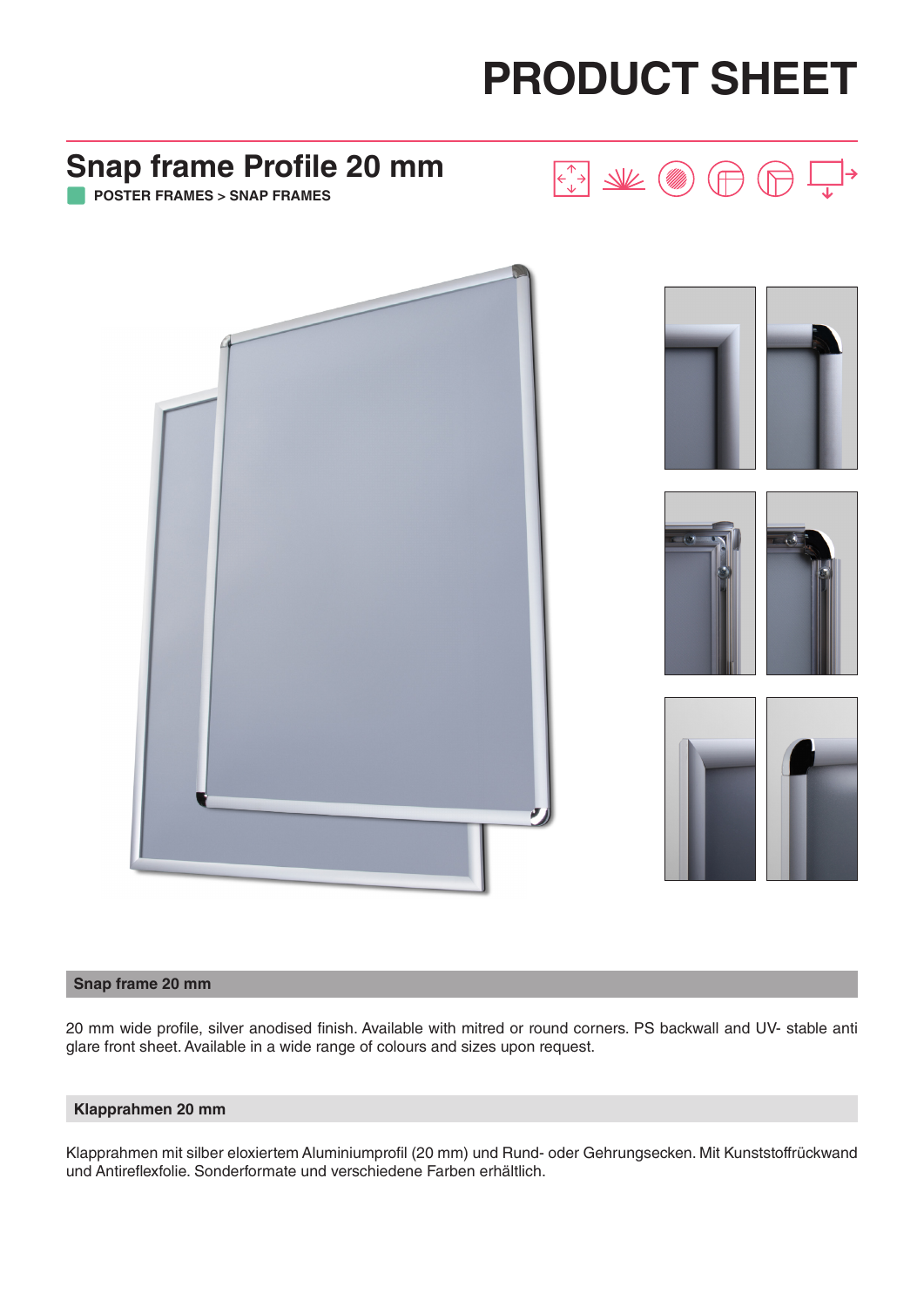# PRODUCT SHEET

## Snap frame Profile 20 mm

**POSTER FRAMES > SNAP FRAMES**

### Snap frame 20 mm

20 mm wide profile, silver anodised finish. Available with mitred or round corners. PS backwall and UV- stable anti glare front sheet. Available in a wide range of colours and sizes upon request.

### Klapprahmen 20 mm

Klapprahmen mit silber eloxiertem Aluminiumprofil (20 mm) und Rund- oder Gehrungsecken. Mit Kunststoffrückwand und Antireflexfolie. Sonderformate und verschiedene Farben erhältlich.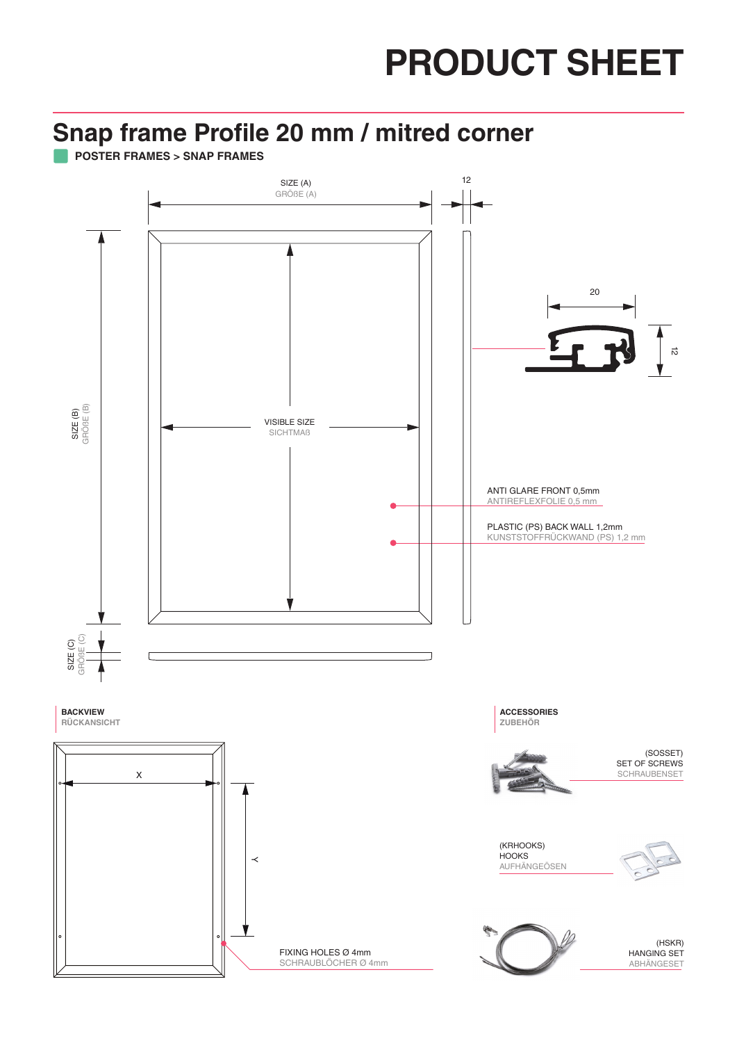# PRODUCT SHEET

## Snap frame Profile 20 mm / mitred corner

**POSTER FRAMES > SNAP FRAMES**

SIZE (A)
GRÖßE (A)

12

20

12

SIZE (B)
GRÖßE (B)

VISIBLE SIZE
SICHTMAß

ANTI GLARE FRONT 0,5mm
ANTIREFLEXFOLIE 0,5 mm

PLASTIC (PS) BACK WALL 1,2mm
KUNSTSTOFFRÜCKWAND (PS) 1,2 mm

SIZE (C)
GRÖßE (C)

**BACKVIEW**
**RÜCKANSICHT**

X

Y

FIXING HOLES Ø 4mm
SCHRAUBLÖCHER Ø 4mm

**ACCESSORIES**
**ZUBEHÖR**

(SOSSET)
SET OF SCREWS
SCHRAUBENSET

(KRHOOKS)
HOOKS
AUFHÄNGEÖSEN

(HSKR)
HANGING SET
ABHÄNGESET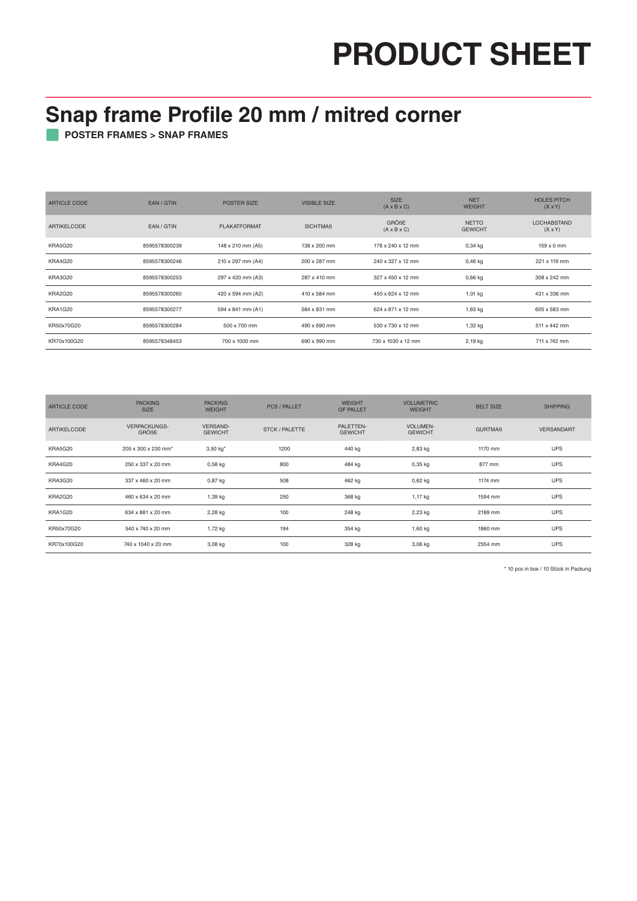# PRODUCT SHEET

## Snap frame Profile 20 mm / mitred corner

**POSTER FRAMES > SNAP FRAMES**

| ARTICLE CODE | EAN / GTIN | POSTER SIZE | VISIBLE SIZE | SIZE (A x B x C) | NET WEIGHT | HOLES PITCH (X x Y) |
|---|---|---|---|---|---|---|
| ARTIKELCODE | EAN / GTIN | PLAKATFORMAT | SICHTMAß | GRÖßE (A x B x C) | NETTO GEWICHT | LOCHABSTAND (X x Y) |
| KRA5G20 | 8595578300239 | 148 x 210 mm (A5) | 138 x 200 mm | 178 x 240 x 12 mm | 0,34 kg | 159 x 0 mm |
| KRA4G20 | 8595578300246 | 210 x 297 mm (A4) | 200 x 287 mm | 240 x 327 x 12 mm | 0,46 kg | 221 x 119 mm |
| KRA3G20 | 8595578300253 | 297 x 420 mm (A3) | 287 x 410 mm | 327 x 450 x 12 mm | 0,66 kg | 308 x 242 mm |
| KRA2G20 | 8595578300260 | 420 x 594 mm (A2) | 410 x 584 mm | 450 x 624 x 12 mm | 1,01 kg | 431 x 336 mm |
| KRA1G20 | 8595578300277 | 594 x 841 mm (A1) | 584 x 831 mm | 624 x 871 x 12 mm | 1,65 kg | 605 x 583 mm |
| KR50x70G20 | 8595578300284 | 500 x 700 mm | 490 x 690 mm | 530 x 730 x 12 mm | 1,32 kg | 511 x 442 mm |
| KR70x100G20 | 8595578348453 | 700 x 1000 mm | 690 x 990 mm | 730 x 1030 x 12 mm | 2,19 kg | 711 x 742 mm |

| ARTICLE CODE | PACKING SIZE | PACKING WEIGHT | PCS / PALLET | WEIGHT OF PALLET | VOLUMETRIC WEIGHT | BELT SIZE | SHIPPING |
|---|---|---|---|---|---|---|---|
| ARTIKELCODE | VERPACKUNGS-GRÖßE | VERSAND-GEWICHT | STCK / PALETTE | PALETTEN-GEWICHT | VOLUMEN-GEWICHT | GURTMAß | VERSANDART |
| KRA5G20 | 205 x 300 x 230 mm* | 3,50 kg* | 1200 | 440 kg | 2,83 kg | 1170 mm | UPS |
| KRA4G20 | 250 x 337 x 20 mm | 0,58 kg | 800 | 484 kg | 0,35 kg | 877 mm | UPS |
| KRA3G20 | 337 x 460 x 20 mm | 0,87 kg | 508 | 462 kg | 0,62 kg | 1174 mm | UPS |
| KRA2G20 | 460 x 634 x 20 mm | 1,39 kg | 250 | 368 kg | 1,17 kg | 1594 mm | UPS |
| KRA1G20 | 634 x 881 x 20 mm | 2,28 kg | 100 | 248 kg | 2,23 kg | 2189 mm | UPS |
| KR50x70G20 | 540 x 740 x 20 mm | 1,72 kg | 194 | 354 kg | 1,60 kg | 1860 mm | UPS |
| KR70x100G20 | 740 x 1040 x 20 mm | 3,08 kg | 100 | 328 kg | 3,06 kg | 2554 mm | UPS |

* 10 pcs in box / 10 Stück in Packung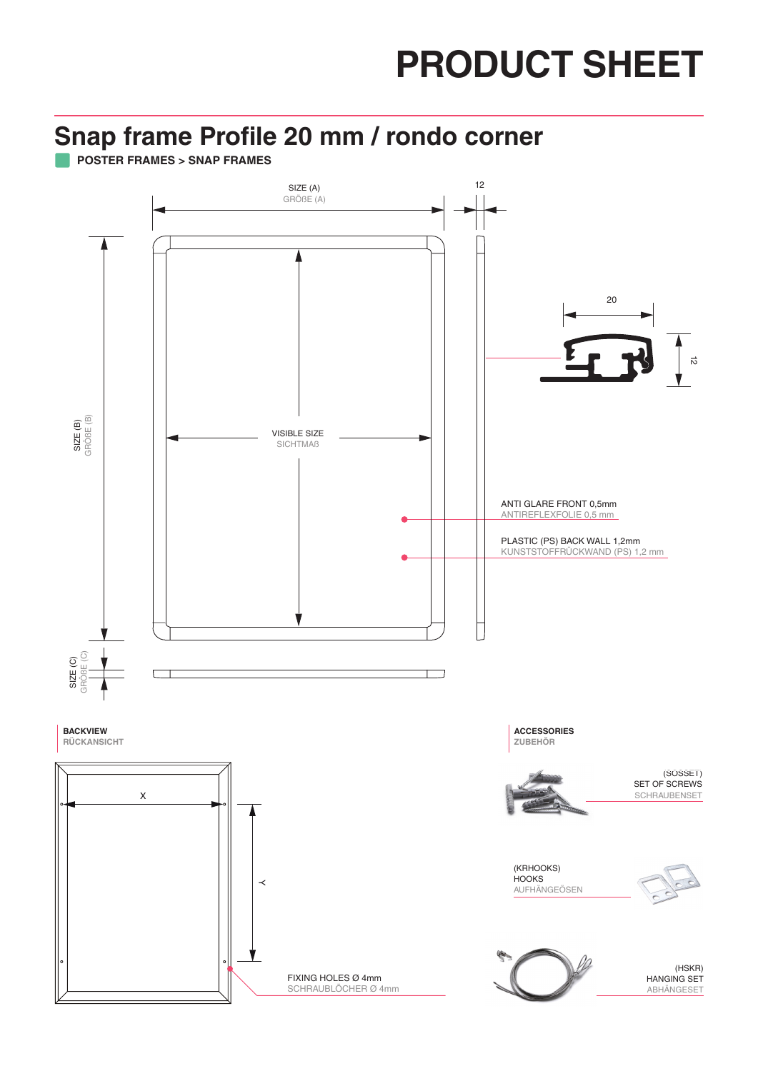# PRODUCT SHEET

## Snap frame Profile 20 mm / rondo corner

**POSTER FRAMES > SNAP FRAMES**

SIZE (A)
GRÖßE (A)

12

20

12

SIZE (B)
GRÖßE (B)

VISIBLE SIZE
SICHTMAß

ANTI GLARE FRONT 0,5mm
ANTIREFLEXFOLIE 0,5 mm

PLASTIC (PS) BACK WALL 1,2mm
KUNSTSTOFFRÜCKWAND (PS) 1,2 mm

SIZE (C)
GRÖßE (C)

**BACKVIEW**
**RÜCKANSICHT**

X

Y

FIXING HOLES Ø 4mm
SCHRAUBLÖCHER Ø 4mm

**ACCESSORIES**
**ZUBEHÖR**

(SOSSET)
SET OF SCREWS
SCHRAUBENSET

(KRHOOKS)
HOOKS
AUFHÄNGEÖSEN

(HSKR)
HANGING SET
ABHÄNGESET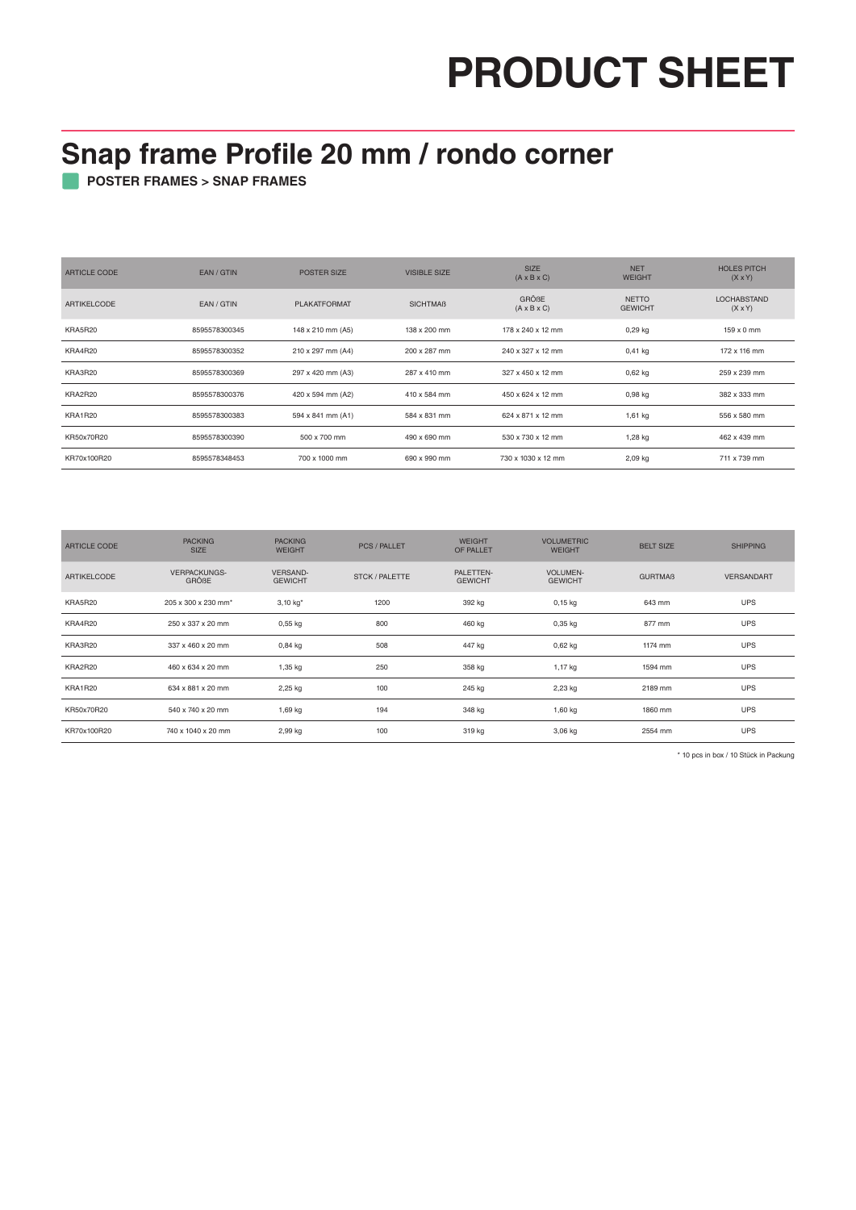# PRODUCT SHEET

## Snap frame Profile 20 mm / rondo corner

**POSTER FRAMES > SNAP FRAMES**

| ARTICLE CODE | EAN / GTIN | POSTER SIZE | VISIBLE SIZE | SIZE (A x B x C) | NET WEIGHT | HOLES PITCH (X x Y) |
|---|---|---|---|---|---|---|
| ARTIKELCODE | EAN / GTIN | PLAKATFORMAT | SICHTMAß | GRÖßE (A x B x C) | NETTO GEWICHT | LOCHABSTAND (X x Y) |
| KRA5R20 | 8595578300345 | 148 x 210 mm (A5) | 138 x 200 mm | 178 x 240 x 12 mm | 0,29 kg | 159 x 0 mm |
| KRA4R20 | 8595578300352 | 210 x 297 mm (A4) | 200 x 287 mm | 240 x 327 x 12 mm | 0,41 kg | 172 x 116 mm |
| KRA3R20 | 8595578300369 | 297 x 420 mm (A3) | 287 x 410 mm | 327 x 450 x 12 mm | 0,62 kg | 259 x 239 mm |
| KRA2R20 | 8595578300376 | 420 x 594 mm (A2) | 410 x 584 mm | 450 x 624 x 12 mm | 0,98 kg | 382 x 333 mm |
| KRA1R20 | 8595578300383 | 594 x 841 mm (A1) | 584 x 831 mm | 624 x 871 x 12 mm | 1,61 kg | 556 x 580 mm |
| KR50x70R20 | 8595578300390 | 500 x 700 mm | 490 x 690 mm | 530 x 730 x 12 mm | 1,28 kg | 462 x 439 mm |
| KR70x100R20 | 8595578348453 | 700 x 1000 mm | 690 x 990 mm | 730 x 1030 x 12 mm | 2,09 kg | 711 x 739 mm |

| ARTICLE CODE | PACKING SIZE | PACKING WEIGHT | PCS / PALLET | WEIGHT OF PALLET | VOLUMETRIC WEIGHT | BELT SIZE | SHIPPING |
|---|---|---|---|---|---|---|---|
| ARTIKELCODE | VERPACKUNGS-GRÖßE | VERSAND-GEWICHT | STCK / PALETTE | PALETTEN-GEWICHT | VOLUMEN-GEWICHT | GURTMAß | VERSANDART |
| KRA5R20 | 205 x 300 x 230 mm* | 3,10 kg* | 1200 | 392 kg | 0,15 kg | 643 mm | UPS |
| KRA4R20 | 250 x 337 x 20 mm | 0,55 kg | 800 | 460 kg | 0,35 kg | 877 mm | UPS |
| KRA3R20 | 337 x 460 x 20 mm | 0,84 kg | 508 | 447 kg | 0,62 kg | 1174 mm | UPS |
| KRA2R20 | 460 x 634 x 20 mm | 1,35 kg | 250 | 358 kg | 1,17 kg | 1594 mm | UPS |
| KRA1R20 | 634 x 881 x 20 mm | 2,25 kg | 100 | 245 kg | 2,23 kg | 2189 mm | UPS |
| KR50x70R20 | 540 x 740 x 20 mm | 1,69 kg | 194 | 348 kg | 1,60 kg | 1860 mm | UPS |
| KR70x100R20 | 740 x 1040 x 20 mm | 2,99 kg | 100 | 319 kg | 3,06 kg | 2554 mm | UPS |

* 10 pcs in box / 10 Stück in Packung